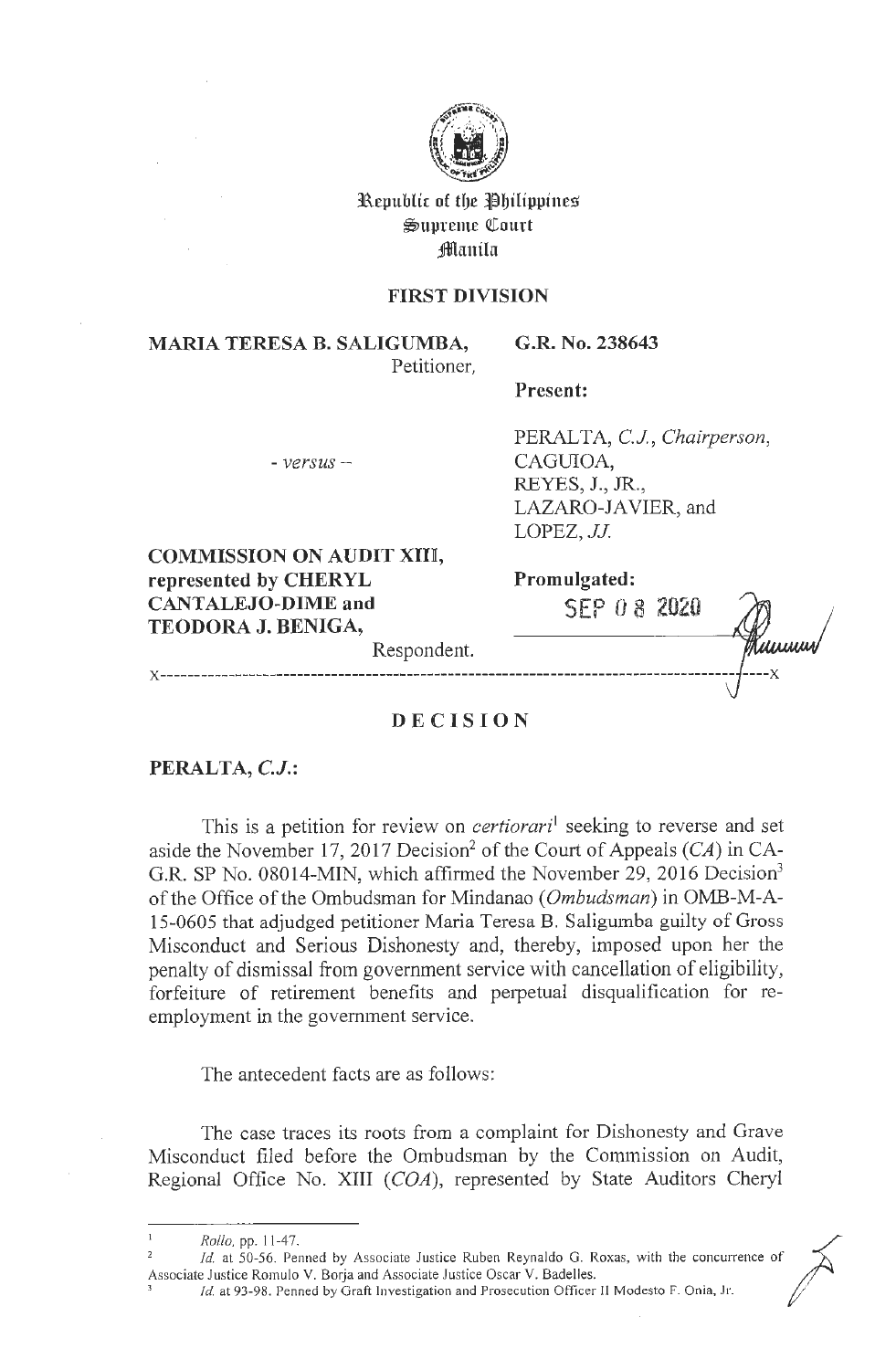Republic of the Philippines
Supreme Court
Manila

**FIRST DIVISION**

**MARIA TERESA B. SALIGUMBA,**
Petitioner,

- *versus* -

**COMMISSION ON AUDIT XIII, represented by CHERYL CANTALEJO-DIME and TEODORA J. BENIGA,**
Respondent.

**G.R. No. 238643**

**Present:**

PERALTA, *C.J., Chairperson,*
CAGUIOA,
REYES, J., JR.,
LAZARO-JAVIER, and
LOPEZ, *JJ.*

**Promulgated:**

SEP 08 2020

x-----------------------------------------------------------------------------------x

# DECISION

**PERALTA, *C.J.*:**

This is a petition for review on *certiorari*[1] seeking to reverse and set aside the November 17, 2017 Decision[2] of the Court of Appeals (*CA*) in CA-G.R. SP No. 08014-MIN, which affirmed the November 29, 2016 Decision[3] of the Office of the Ombudsman for Mindanao (*Ombudsman*) in OMB-M-A-15-0605 that adjudged petitioner Maria Teresa B. Saligumba guilty of Gross Misconduct and Serious Dishonesty and, thereby, imposed upon her the penalty of dismissal from government service with cancellation of eligibility, forfeiture of retirement benefits and perpetual disqualification for re-employment in the government service.

The antecedent facts are as follows:

The case traces its roots from a complaint for Dishonesty and Grave Misconduct filed before the Ombudsman by the Commission on Audit, Regional Office No. XIII (*COA*), represented by State Auditors Cheryl

---

[1] *Rollo*, pp. 11-47.

[2] *Id.* at 50-56. Penned by Associate Justice Ruben Reynaldo G. Roxas, with the concurrence of Associate Justice Romulo V. Borja and Associate Justice Oscar V. Badelles.

[3] *Id.* at 93-98. Penned by Graft Investigation and Prosecution Officer II Modesto F. Onia, Jr.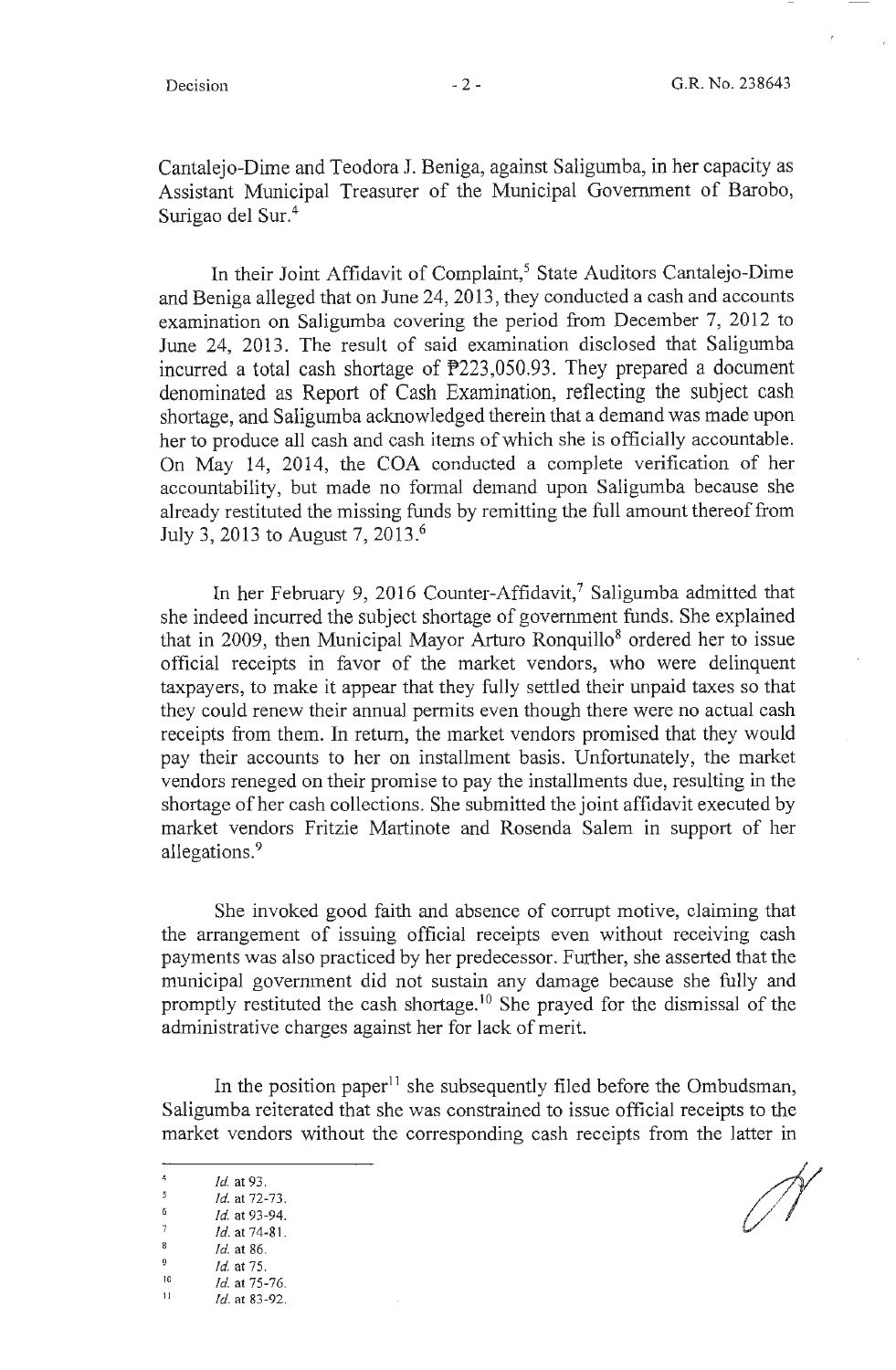Cantalejo-Dime and Teodora J. Beniga, against Saligumba, in her capacity as Assistant Municipal Treasurer of the Municipal Government of Barobo, Surigao del Sur.[4]

In their Joint Affidavit of Complaint,[5] State Auditors Cantalejo-Dime and Beniga alleged that on June 24, 2013, they conducted a cash and accounts examination on Saligumba covering the period from December 7, 2012 to June 24, 2013. The result of said examination disclosed that Saligumba incurred a total cash shortage of ₱223,050.93. They prepared a document denominated as Report of Cash Examination, reflecting the subject cash shortage, and Saligumba acknowledged therein that a demand was made upon her to produce all cash and cash items of which she is officially accountable. On May 14, 2014, the COA conducted a complete verification of her accountability, but made no formal demand upon Saligumba because she already restituted the missing funds by remitting the full amount thereof from July 3, 2013 to August 7, 2013.[6]

In her February 9, 2016 Counter-Affidavit,[7] Saligumba admitted that she indeed incurred the subject shortage of government funds. She explained that in 2009, then Municipal Mayor Arturo Ronquillo[8] ordered her to issue official receipts in favor of the market vendors, who were delinquent taxpayers, to make it appear that they fully settled their unpaid taxes so that they could renew their annual permits even though there were no actual cash receipts from them. In return, the market vendors promised that they would pay their accounts to her on installment basis. Unfortunately, the market vendors reneged on their promise to pay the installments due, resulting in the shortage of her cash collections. She submitted the joint affidavit executed by market vendors Fritzie Martinote and Rosenda Salem in support of her allegations.[9]

She invoked good faith and absence of corrupt motive, claiming that the arrangement of issuing official receipts even without receiving cash payments was also practiced by her predecessor. Further, she asserted that the municipal government did not sustain any damage because she fully and promptly restituted the cash shortage.[10] She prayed for the dismissal of the administrative charges against her for lack of merit.

In the position paper[11] she subsequently filed before the Ombudsman, Saligumba reiterated that she was constrained to issue official receipts to the market vendors without the corresponding cash receipts from the latter in

---

[4] *Id.* at 93.

[5] *Id.* at 72-73.

[6] *Id.* at 93-94.

[7] *Id.* at 74-81.

[8] *Id.* at 86.

[9] *Id.* at 75.

[10] *Id.* at 75-76.

[11] *Id.* at 83-92.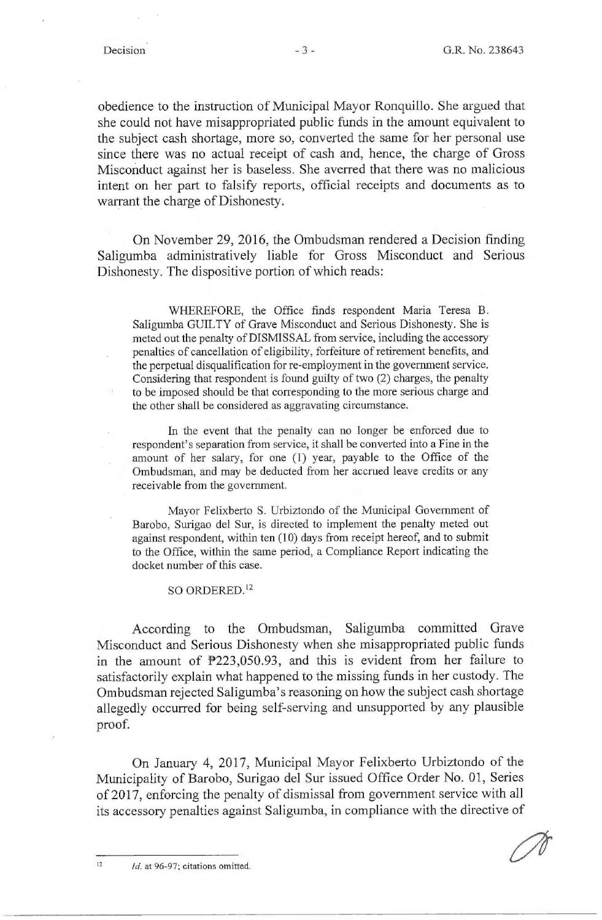obedience to the instruction of Municipal Mayor Ronquillo. She argued that she could not have misappropriated public funds in the amount equivalent to the subject cash shortage, more so, converted the same for her personal use since there was no actual receipt of cash and, hence, the charge of Gross Misconduct against her is baseless. She averred that there was no malicious intent on her part to falsify reports, official receipts and documents as to warrant the charge of Dishonesty.

On November 29, 2016, the Ombudsman rendered a Decision finding Saligumba administratively liable for Gross Misconduct and Serious Dishonesty. The dispositive portion of which reads:

> WHEREFORE, the Office finds respondent Maria Teresa B. Saligumba GUILTY of Grave Misconduct and Serious Dishonesty. She is meted out the penalty of DISMISSAL from service, including the accessory penalties of cancellation of eligibility, forfeiture of retirement benefits, and the perpetual disqualification for re-employment in the government service. Considering that respondent is found guilty of two (2) charges, the penalty to be imposed should be that corresponding to the more serious charge and the other shall be considered as aggravating circumstance.
>
> In the event that the penalty can no longer be enforced due to respondent's separation from service, it shall be converted into a Fine in the amount of her salary, for one (1) year, payable to the Office of the Ombudsman, and may be deducted from her accrued leave credits or any receivable from the government.
>
> Mayor Felixberto S. Urbiztondo of the Municipal Government of Barobo, Surigao del Sur, is directed to implement the penalty meted out against respondent, within ten (10) days from receipt hereof, and to submit to the Office, within the same period, a Compliance Report indicating the docket number of this case.
>
> SO ORDERED.[12]

According to the Ombudsman, Saligumba committed Grave Misconduct and Serious Dishonesty when she misappropriated public funds in the amount of ₱223,050.93, and this is evident from her failure to satisfactorily explain what happened to the missing funds in her custody. The Ombudsman rejected Saligumba's reasoning on how the subject cash shortage allegedly occurred for being self-serving and unsupported by any plausible proof.

On January 4, 2017, Municipal Mayor Felixberto Urbiztondo of the Municipality of Barobo, Surigao del Sur issued Office Order No. 01, Series of 2017, enforcing the penalty of dismissal from government service with all its accessory penalties against Saligumba, in compliance with the directive of

---

[12] *Id.* at 96-97; citations omitted.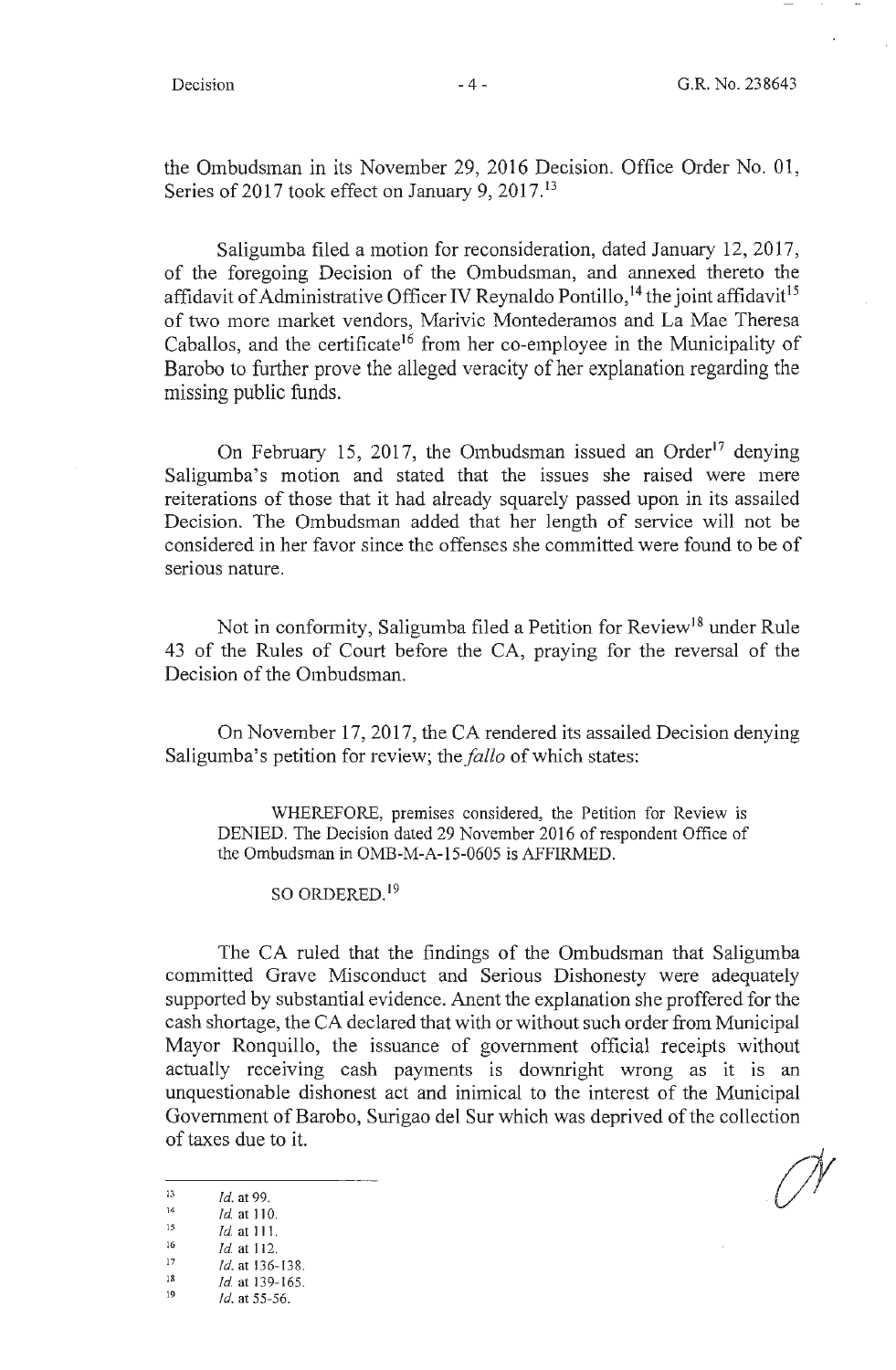the Ombudsman in its November 29, 2016 Decision. Office Order No. 01, Series of 2017 took effect on January 9, 2017.[13]

Saligumba filed a motion for reconsideration, dated January 12, 2017, of the foregoing Decision of the Ombudsman, and annexed thereto the affidavit of Administrative Officer IV Reynaldo Pontillo,[14] the joint affidavit[15] of two more market vendors, Marivic Montederamos and La Mae Theresa Caballos, and the certificate[16] from her co-employee in the Municipality of Barobo to further prove the alleged veracity of her explanation regarding the missing public funds.

On February 15, 2017, the Ombudsman issued an Order[17] denying Saligumba's motion and stated that the issues she raised were mere reiterations of those that it had already squarely passed upon in its assailed Decision. The Ombudsman added that her length of service will not be considered in her favor since the offenses she committed were found to be of serious nature.

Not in conformity, Saligumba filed a Petition for Review[18] under Rule 43 of the Rules of Court before the CA, praying for the reversal of the Decision of the Ombudsman.

On November 17, 2017, the CA rendered its assailed Decision denying Saligumba's petition for review; the *fallo* of which states:

> WHEREFORE, premises considered, the Petition for Review is DENIED. The Decision dated 29 November 2016 of respondent Office of the Ombudsman in OMB-M-A-15-0605 is AFFIRMED.
>
> SO ORDERED.[19]

The CA ruled that the findings of the Ombudsman that Saligumba committed Grave Misconduct and Serious Dishonesty were adequately supported by substantial evidence. Anent the explanation she proffered for the cash shortage, the CA declared that with or without such order from Municipal Mayor Ronquillo, the issuance of government official receipts without actually receiving cash payments is downright wrong as it is an unquestionable dishonest act and inimical to the interest of the Municipal Government of Barobo, Surigao del Sur which was deprived of the collection of taxes due to it.

---

[13] *Id.* at 99.
[14] *Id.* at 110.
[15] *Id.* at 111.
[16] *Id.* at 112.
[17] *Id.* at 136-138.
[18] *Id.* at 139-165.
[19] *Id.* at 55-56.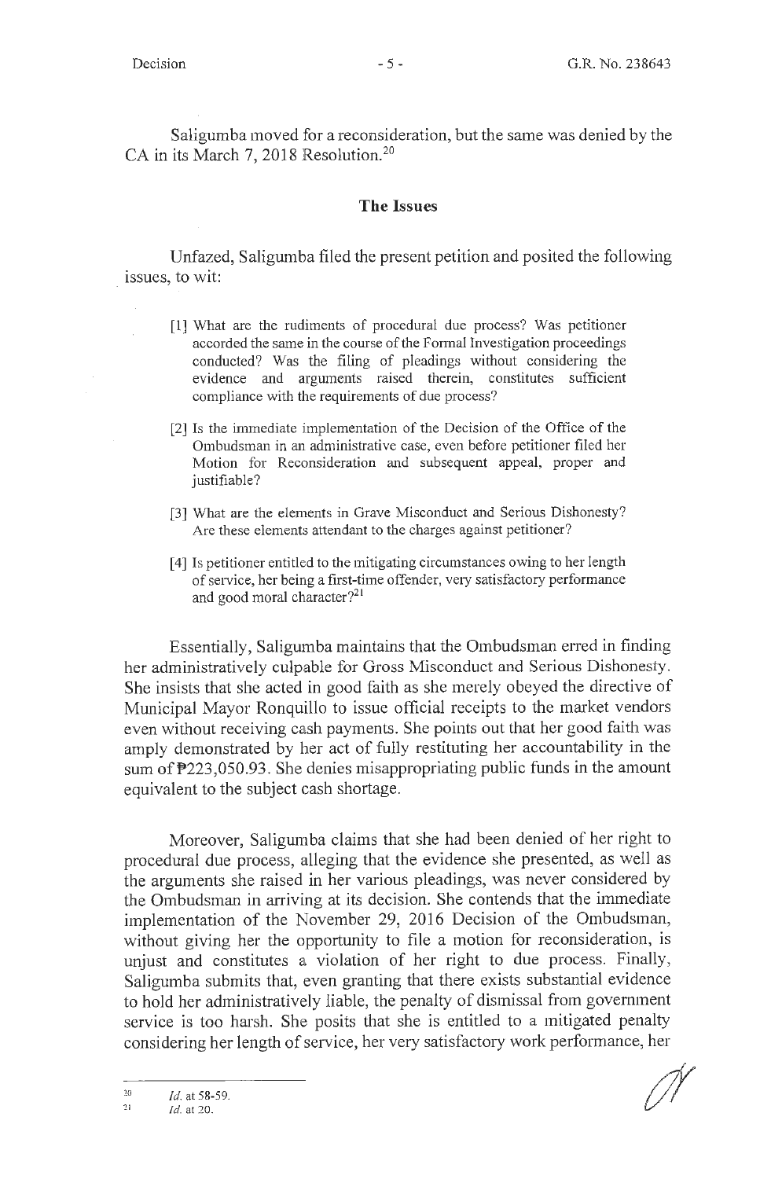Saligumba moved for a reconsideration, but the same was denied by the CA in its March 7, 2018 Resolution.[20]

## The Issues

Unfazed, Saligumba filed the present petition and posited the following issues, to wit:

> [1] What are the rudiments of procedural due process? Was petitioner accorded the same in the course of the Formal Investigation proceedings conducted? Was the filing of pleadings without considering the evidence and arguments raised therein, constitutes sufficient compliance with the requirements of due process?
>
> [2] Is the immediate implementation of the Decision of the Office of the Ombudsman in an administrative case, even before petitioner filed her Motion for Reconsideration and subsequent appeal, proper and justifiable?
>
> [3] What are the elements in Grave Misconduct and Serious Dishonesty? Are these elements attendant to the charges against petitioner?
>
> [4] Is petitioner entitled to the mitigating circumstances owing to her length of service, her being a first-time offender, very satisfactory performance and good moral character?[21]

Essentially, Saligumba maintains that the Ombudsman erred in finding her administratively culpable for Gross Misconduct and Serious Dishonesty. She insists that she acted in good faith as she merely obeyed the directive of Municipal Mayor Ronquillo to issue official receipts to the market vendors even without receiving cash payments. She points out that her good faith was amply demonstrated by her act of fully restituting her accountability in the sum of ₱223,050.93. She denies misappropriating public funds in the amount equivalent to the subject cash shortage.

Moreover, Saligumba claims that she had been denied of her right to procedural due process, alleging that the evidence she presented, as well as the arguments she raised in her various pleadings, was never considered by the Ombudsman in arriving at its decision. She contends that the immediate implementation of the November 29, 2016 Decision of the Ombudsman, without giving her the opportunity to file a motion for reconsideration, is unjust and constitutes a violation of her right to due process. Finally, Saligumba submits that, even granting that there exists substantial evidence to hold her administratively liable, the penalty of dismissal from government service is too harsh. She posits that she is entitled to a mitigated penalty considering her length of service, her very satisfactory work performance, her

---

[20] *Id.* at 58-59.

[21] *Id.* at 20.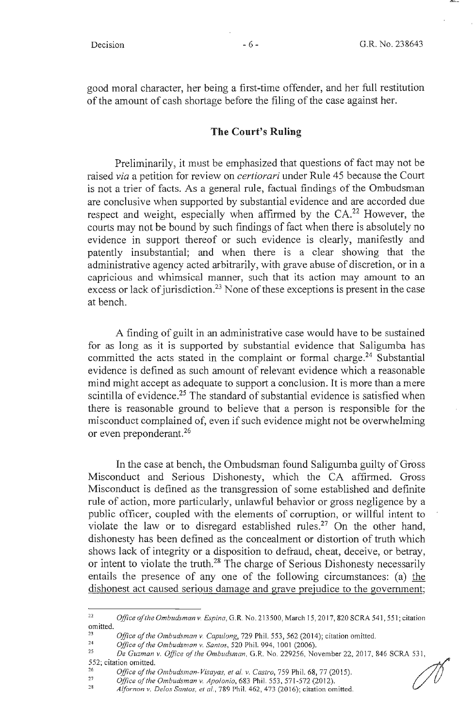good moral character, her being a first-time offender, and her full restitution of the amount of cash shortage before the filing of the case against her.

## The Court's Ruling

Preliminarily, it must be emphasized that questions of fact may not be raised *via* a petition for review on *certiorari* under Rule 45 because the Court is not a trier of facts. As a general rule, factual findings of the Ombudsman are conclusive when supported by substantial evidence and are accorded due respect and weight, especially when affirmed by the CA.[22] However, the courts may not be bound by such findings of fact when there is absolutely no evidence in support thereof or such evidence is clearly, manifestly and patently insubstantial; and when there is a clear showing that the administrative agency acted arbitrarily, with grave abuse of discretion, or in a capricious and whimsical manner, such that its action may amount to an excess or lack of jurisdiction.[23] None of these exceptions is present in the case at bench.

A finding of guilt in an administrative case would have to be sustained for as long as it is supported by substantial evidence that Saligumba has committed the acts stated in the complaint or formal charge.[24] Substantial evidence is defined as such amount of relevant evidence which a reasonable mind might accept as adequate to support a conclusion. It is more than a mere scintilla of evidence.[25] The standard of substantial evidence is satisfied when there is reasonable ground to believe that a person is responsible for the misconduct complained of, even if such evidence might not be overwhelming or even preponderant.[26]

In the case at bench, the Ombudsman found Saligumba guilty of Gross Misconduct and Serious Dishonesty, which the CA affirmed. Gross Misconduct is defined as the transgression of some established and definite rule of action, more particularly, unlawful behavior or gross negligence by a public officer, coupled with the elements of corruption, or willful intent to violate the law or to disregard established rules.[27] On the other hand, dishonesty has been defined as the concealment or distortion of truth which shows lack of integrity or a disposition to defraud, cheat, deceive, or betray, or intent to violate the truth.[28] The charge of Serious Dishonesty necessarily entails the presence of any one of the following circumstances: (a) <u>the dishonest act caused serious damage and grave prejudice to the government</u>;

---

[22] *Office of the Ombudsman v. Espina*, G.R. No. 213500, March 15, 2017, 820 SCRA 541, 551; citation omitted.

[23] *Office of the Ombudsman v. Capulong*, 729 Phil. 553, 562 (2014); citation omitted.

[24] *Office of the Ombudsman v. Santos*, 520 Phil. 994, 1001 (2006).

[25] *De Guzman v. Office of the Ombudsman*, G.R. No. 229256, November 22, 2017, 846 SCRA 531, 552; citation omitted.

[26] *Office of the Ombudsman-Visayas, et al. v. Castro*, 759 Phil. 68, 77 (2015).

[27] *Office of the Ombudsman v. Apolonio*, 683 Phil. 553, 571-572 (2012).

[28] *Alfornon v. Delos Santos, et al.*, 789 Phil. 462, 473 (2016); citation omitted.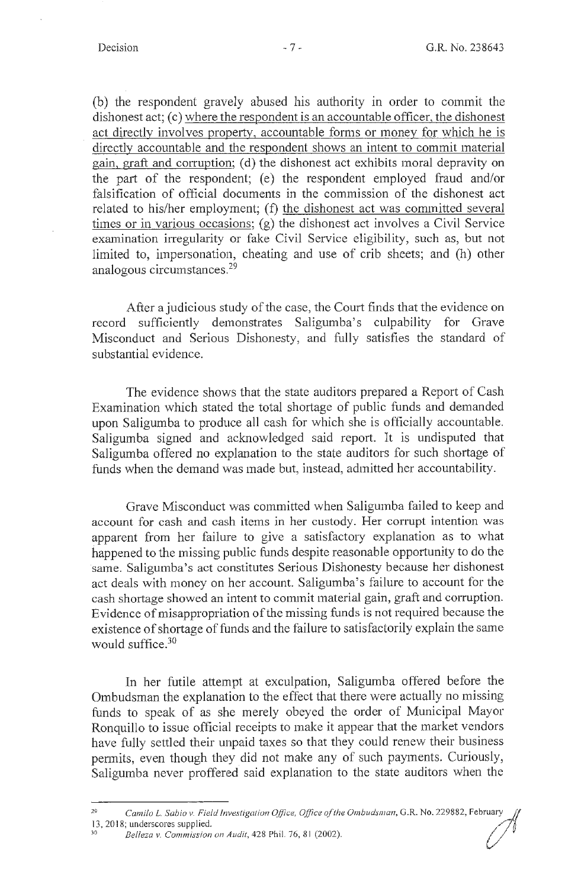(b) the respondent gravely abused his authority in order to commit the dishonest act; (c) where the respondent is an accountable officer, the dishonest act directly involves property, accountable forms or money for which he is directly accountable and the respondent shows an intent to commit material gain, graft and corruption; (d) the dishonest act exhibits moral depravity on the part of the respondent; (e) the respondent employed fraud and/or falsification of official documents in the commission of the dishonest act related to his/her employment; (f) the dishonest act was committed several times or in various occasions; (g) the dishonest act involves a Civil Service examination irregularity or fake Civil Service eligibility, such as, but not limited to, impersonation, cheating and use of crib sheets; and (h) other analogous circumstances.[29]

After a judicious study of the case, the Court finds that the evidence on record sufficiently demonstrates Saligumba's culpability for Grave Misconduct and Serious Dishonesty, and fully satisfies the standard of substantial evidence.

The evidence shows that the state auditors prepared a Report of Cash Examination which stated the total shortage of public funds and demanded upon Saligumba to produce all cash for which she is officially accountable. Saligumba signed and acknowledged said report. It is undisputed that Saligumba offered no explanation to the state auditors for such shortage of funds when the demand was made but, instead, admitted her accountability.

Grave Misconduct was committed when Saligumba failed to keep and account for cash and cash items in her custody. Her corrupt intention was apparent from her failure to give a satisfactory explanation as to what happened to the missing public funds despite reasonable opportunity to do the same. Saligumba's act constitutes Serious Dishonesty because her dishonest act deals with money on her account. Saligumba's failure to account for the cash shortage showed an intent to commit material gain, graft and corruption. Evidence of misappropriation of the missing funds is not required because the existence of shortage of funds and the failure to satisfactorily explain the same would suffice.[30]

In her futile attempt at exculpation, Saligumba offered before the Ombudsman the explanation to the effect that there were actually no missing funds to speak of as she merely obeyed the order of Municipal Mayor Ronquillo to issue official receipts to make it appear that the market vendors have fully settled their unpaid taxes so that they could renew their business permits, even though they did not make any of such payments. Curiously, Saligumba never proffered said explanation to the state auditors when the

---

[29] *Camilo L. Sabio v. Field Investigation Office, Office of the Ombudsman*, G.R. No. 229882, February 13, 2018; underscores supplied.

[30] *Belleza v. Commission on Audit*, 428 Phil. 76, 81 (2002).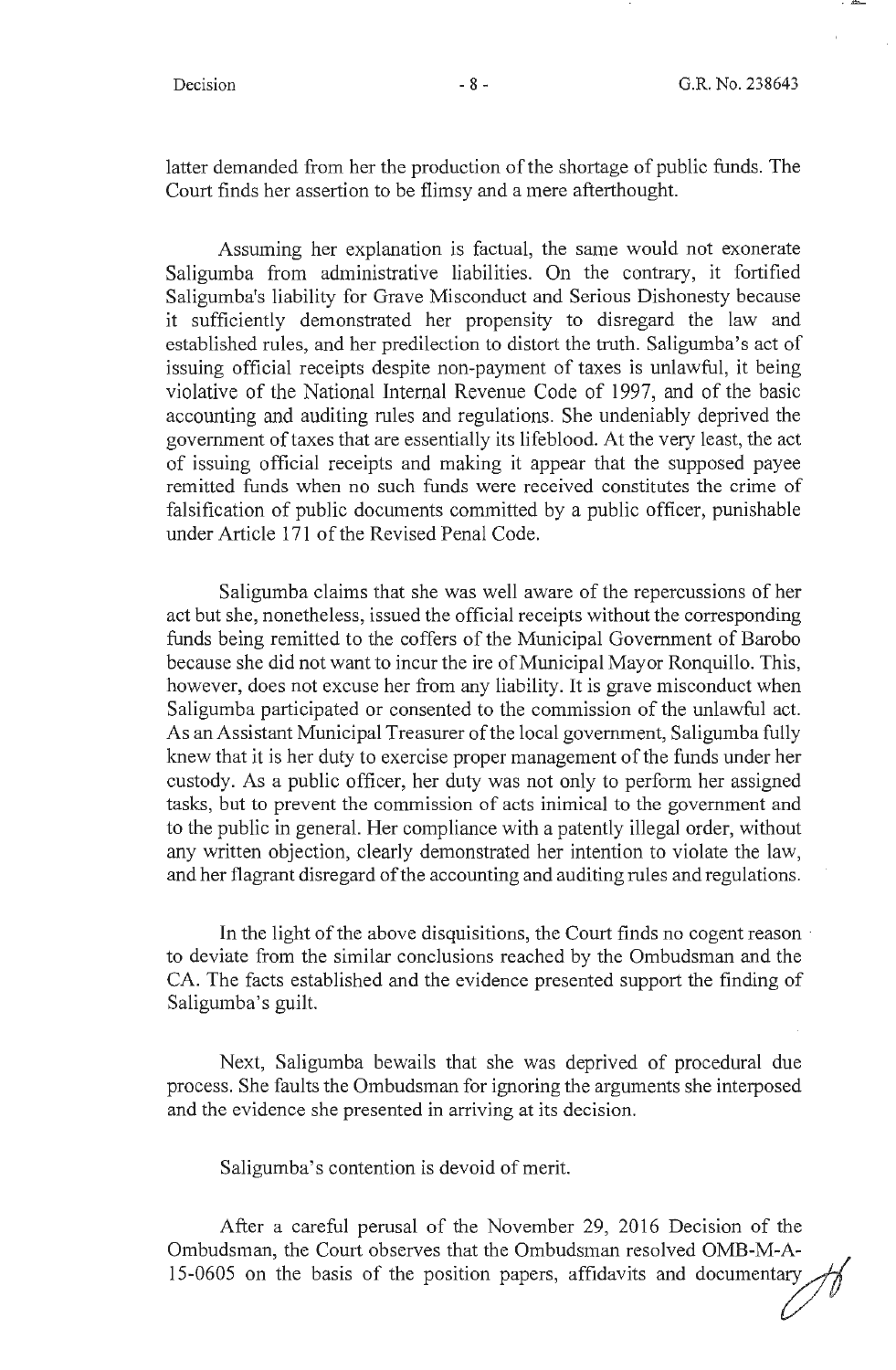latter demanded from her the production of the shortage of public funds. The Court finds her assertion to be flimsy and a mere afterthought.

Assuming her explanation is factual, the same would not exonerate Saligumba from administrative liabilities. On the contrary, it fortified Saligumba's liability for Grave Misconduct and Serious Dishonesty because it sufficiently demonstrated her propensity to disregard the law and established rules, and her predilection to distort the truth. Saligumba's act of issuing official receipts despite non-payment of taxes is unlawful, it being violative of the National Internal Revenue Code of 1997, and of the basic accounting and auditing rules and regulations. She undeniably deprived the government of taxes that are essentially its lifeblood. At the very least, the act of issuing official receipts and making it appear that the supposed payee remitted funds when no such funds were received constitutes the crime of falsification of public documents committed by a public officer, punishable under Article 171 of the Revised Penal Code.

Saligumba claims that she was well aware of the repercussions of her act but she, nonetheless, issued the official receipts without the corresponding funds being remitted to the coffers of the Municipal Government of Barobo because she did not want to incur the ire of Municipal Mayor Ronquillo. This, however, does not excuse her from any liability. It is grave misconduct when Saligumba participated or consented to the commission of the unlawful act. As an Assistant Municipal Treasurer of the local government, Saligumba fully knew that it is her duty to exercise proper management of the funds under her custody. As a public officer, her duty was not only to perform her assigned tasks, but to prevent the commission of acts inimical to the government and to the public in general. Her compliance with a patently illegal order, without any written objection, clearly demonstrated her intention to violate the law, and her flagrant disregard of the accounting and auditing rules and regulations.

In the light of the above disquisitions, the Court finds no cogent reason to deviate from the similar conclusions reached by the Ombudsman and the CA. The facts established and the evidence presented support the finding of Saligumba's guilt.

Next, Saligumba bewails that she was deprived of procedural due process. She faults the Ombudsman for ignoring the arguments she interposed and the evidence she presented in arriving at its decision.

Saligumba's contention is devoid of merit.

After a careful perusal of the November 29, 2016 Decision of the Ombudsman, the Court observes that the Ombudsman resolved OMB-M-A-15-0605 on the basis of the position papers, affidavits and documentary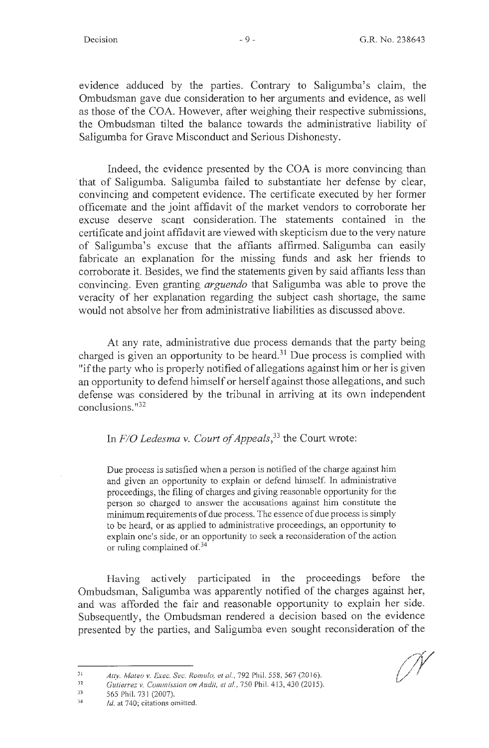evidence adduced by the parties. Contrary to Saligumba's claim, the Ombudsman gave due consideration to her arguments and evidence, as well as those of the COA. However, after weighing their respective submissions, the Ombudsman tilted the balance towards the administrative liability of Saligumba for Grave Misconduct and Serious Dishonesty.

Indeed, the evidence presented by the COA is more convincing than that of Saligumba. Saligumba failed to substantiate her defense by clear, convincing and competent evidence. The certificate executed by her former officemate and the joint affidavit of the market vendors to corroborate her excuse deserve scant consideration. The statements contained in the certificate and joint affidavit are viewed with skepticism due to the very nature of Saligumba's excuse that the affiants affirmed. Saligumba can easily fabricate an explanation for the missing funds and ask her friends to corroborate it. Besides, we find the statements given by said affiants less than convincing. Even granting *arguendo* that Saligumba was able to prove the veracity of her explanation regarding the subject cash shortage, the same would not absolve her from administrative liabilities as discussed above.

At any rate, administrative due process demands that the party being charged is given an opportunity to be heard.[31] Due process is complied with "if the party who is properly notified of allegations against him or her is given an opportunity to defend himself or herself against those allegations, and such defense was considered by the tribunal in arriving at its own independent conclusions."[32]

In *F/O Ledesma v. Court of Appeals*,[33] the Court wrote:

> Due process is satisfied when a person is notified of the charge against him and given an opportunity to explain or defend himself. In administrative proceedings, the filing of charges and giving reasonable opportunity for the person so charged to answer the accusations against him constitute the minimum requirements of due process. The essence of due process is simply to be heard, or as applied to administrative proceedings, an opportunity to explain one's side, or an opportunity to seek a reconsideration of the action or ruling complained of.[34]

Having actively participated in the proceedings before the Ombudsman, Saligumba was apparently notified of the charges against her, and was afforded the fair and reasonable opportunity to explain her side. Subsequently, the Ombudsman rendered a decision based on the evidence presented by the parties, and Saligumba even sought reconsideration of the

---

[31] *Atty. Mateo v. Exec. Sec. Romulo, et al.*, 792 Phil. 558, 567 (2016).

[32] *Gutierrez v. Commission on Audit, et al.*, 750 Phil. 413, 430 (2015).

[33] 565 Phil. 731 (2007).

[34] *Id.* at 740; citations omitted.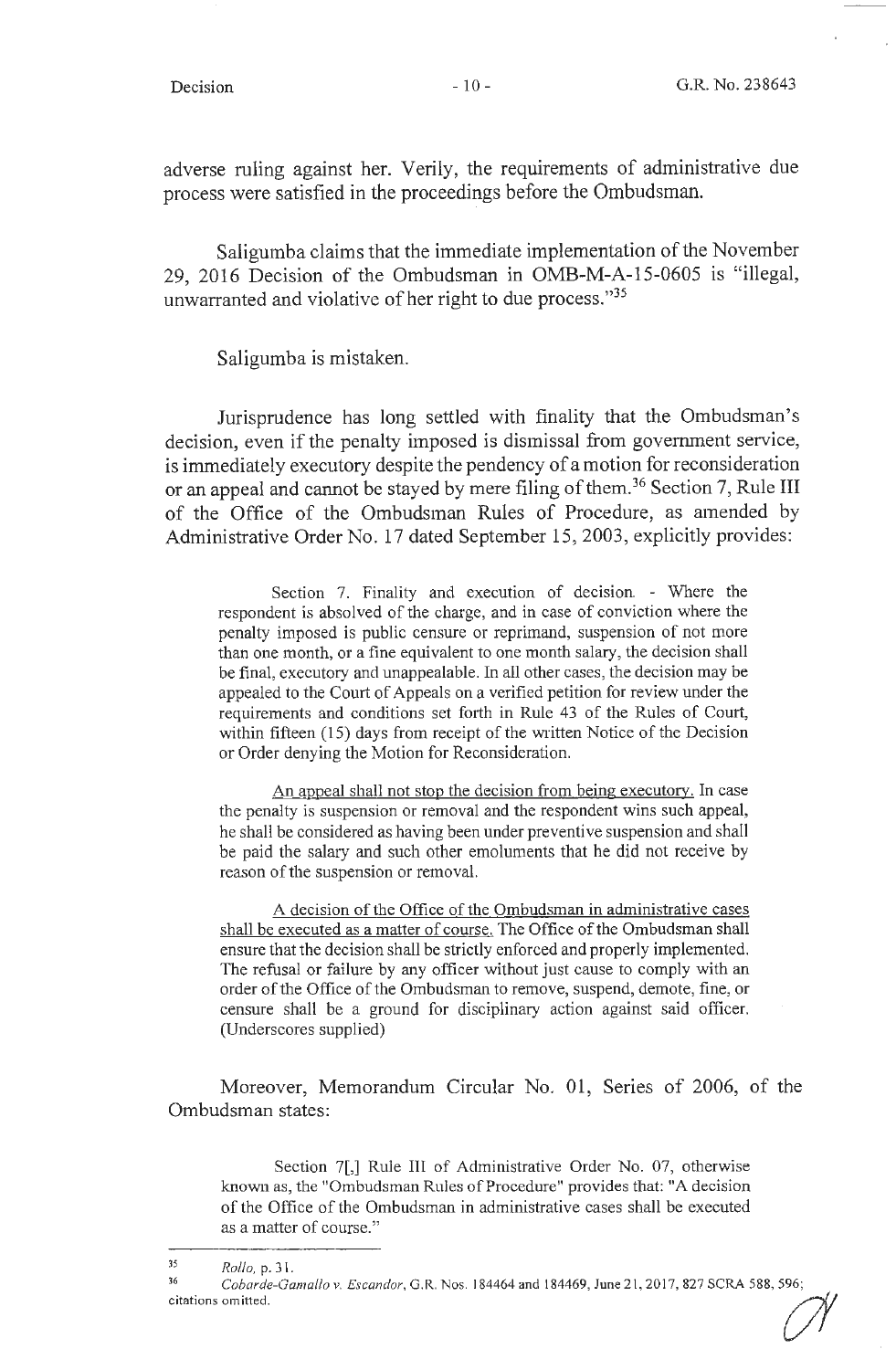adverse ruling against her. Verily, the requirements of administrative due process were satisfied in the proceedings before the Ombudsman.

Saligumba claims that the immediate implementation of the November 29, 2016 Decision of the Ombudsman in OMB-M-A-15-0605 is "illegal, unwarranted and violative of her right to due process."[35]

Saligumba is mistaken.

Jurisprudence has long settled with finality that the Ombudsman's decision, even if the penalty imposed is dismissal from government service, is immediately executory despite the pendency of a motion for reconsideration or an appeal and cannot be stayed by mere filing of them.[36] Section 7, Rule III of the Office of the Ombudsman Rules of Procedure, as amended by Administrative Order No. 17 dated September 15, 2003, explicitly provides:

> Section 7. Finality and execution of decision. - Where the respondent is absolved of the charge, and in case of conviction where the penalty imposed is public censure or reprimand, suspension of not more than one month, or a fine equivalent to one month salary, the decision shall be final, executory and unappealable. In all other cases, the decision may be appealed to the Court of Appeals on a verified petition for review under the requirements and conditions set forth in Rule 43 of the Rules of Court, within fifteen (15) days from receipt of the written Notice of the Decision or Order denying the Motion for Reconsideration.
>
> <u>An appeal shall not stop the decision from being executory.</u> In case the penalty is suspension or removal and the respondent wins such appeal, he shall be considered as having been under preventive suspension and shall be paid the salary and such other emoluments that he did not receive by reason of the suspension or removal.
>
> <u>A decision of the Office of the Ombudsman in administrative cases shall be executed as a matter of course.</u> The Office of the Ombudsman shall ensure that the decision shall be strictly enforced and properly implemented. The refusal or failure by any officer without just cause to comply with an order of the Office of the Ombudsman to remove, suspend, demote, fine, or censure shall be a ground for disciplinary action against said officer. (Underscores supplied)

Moreover, Memorandum Circular No. 01, Series of 2006, of the Ombudsman states:

> Section 7[,] Rule III of Administrative Order No. 07, otherwise known as, the "Ombudsman Rules of Procedure" provides that: "A decision of the Office of the Ombudsman in administrative cases shall be executed as a matter of course."

---

[35] *Rollo*, p. 31.

[36] *Cobarde-Gamallo v. Escandor*, G.R. Nos. 184464 and 184469, June 21, 2017, 827 SCRA 588, 596; citations omitted.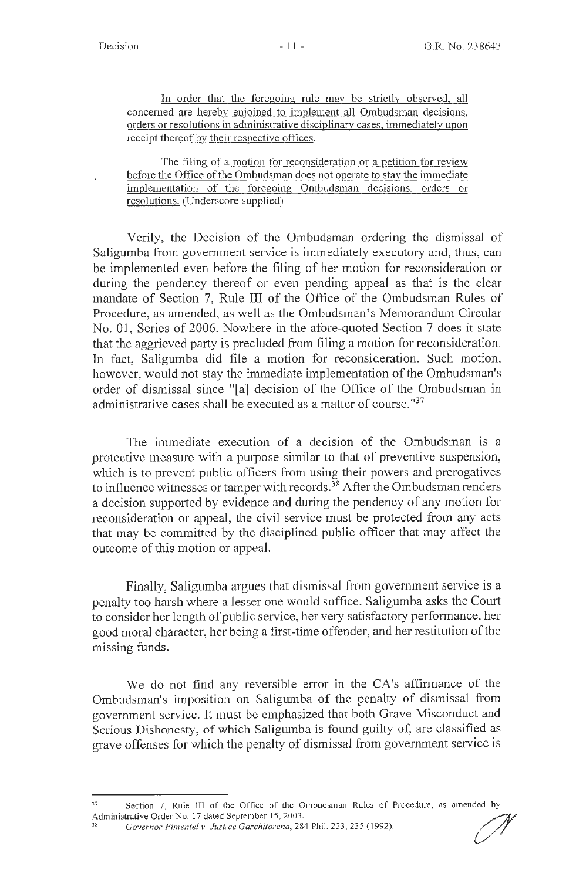In order that the foregoing rule may be strictly observed, all concerned are hereby enjoined to implement all Ombudsman decisions, orders or resolutions in administrative disciplinary cases, immediately upon receipt thereof by their respective offices.

The filing of a motion for reconsideration or a petition for review before the Office of the Ombudsman does not operate to stay the immediate implementation of the foregoing Ombudsman decisions, orders or resolutions. (Underscore supplied)

Verily, the Decision of the Ombudsman ordering the dismissal of Saligumba from government service is immediately executory and, thus, can be implemented even before the filing of her motion for reconsideration or during the pendency thereof or even pending appeal as that is the clear mandate of Section 7, Rule III of the Office of the Ombudsman Rules of Procedure, as amended, as well as the Ombudsman's Memorandum Circular No. 01, Series of 2006. Nowhere in the afore-quoted Section 7 does it state that the aggrieved party is precluded from filing a motion for reconsideration. In fact, Saligumba did file a motion for reconsideration. Such motion, however, would not stay the immediate implementation of the Ombudsman's order of dismissal since "[a] decision of the Office of the Ombudsman in administrative cases shall be executed as a matter of course."[37]

The immediate execution of a decision of the Ombudsman is a protective measure with a purpose similar to that of preventive suspension, which is to prevent public officers from using their powers and prerogatives to influence witnesses or tamper with records.[38] After the Ombudsman renders a decision supported by evidence and during the pendency of any motion for reconsideration or appeal, the civil service must be protected from any acts that may be committed by the disciplined public officer that may affect the outcome of this motion or appeal.

Finally, Saligumba argues that dismissal from government service is a penalty too harsh where a lesser one would suffice. Saligumba asks the Court to consider her length of public service, her very satisfactory performance, her good moral character, her being a first-time offender, and her restitution of the missing funds.

We do not find any reversible error in the CA's affirmance of the Ombudsman's imposition on Saligumba of the penalty of dismissal from government service. It must be emphasized that both Grave Misconduct and Serious Dishonesty, of which Saligumba is found guilty of, are classified as grave offenses for which the penalty of dismissal from government service is

---

[37] Section 7, Rule III of the Office of the Ombudsman Rules of Procedure, as amended by Administrative Order No. 17 dated September 15, 2003.

[38] *Governor Pimentel v. Justice Garchitorena*, 284 Phil. 233, 235 (1992).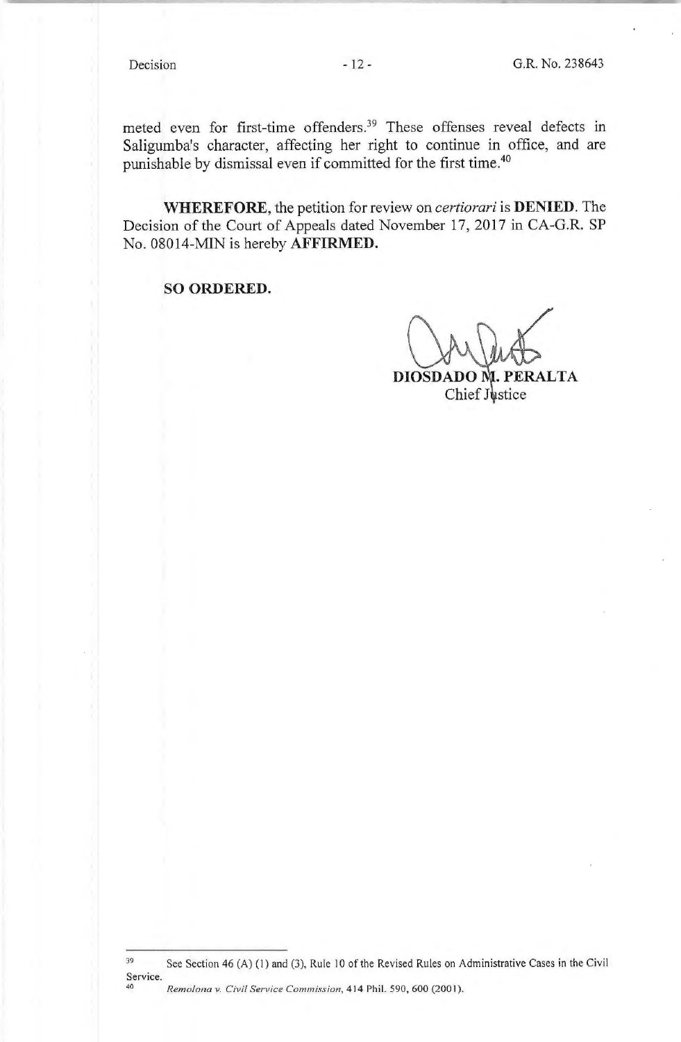meted even for first-time offenders.[39] These offenses reveal defects in Saligumba's character, affecting her right to continue in office, and are punishable by dismissal even if committed for the first time.[40]

**WHEREFORE**, the petition for review on *certiorari* is **DENIED**. The Decision of the Court of Appeals dated November 17, 2017 in CA-G.R. SP No. 08014-MIN is hereby **AFFIRMED.**

**SO ORDERED.**

**DIOSDADO M. PERALTA**
Chief Justice

---

[39] See Section 46 (A) (1) and (3), Rule 10 of the Revised Rules on Administrative Cases in the Civil Service.

[40] *Remolona v. Civil Service Commission*, 414 Phil. 590, 600 (2001).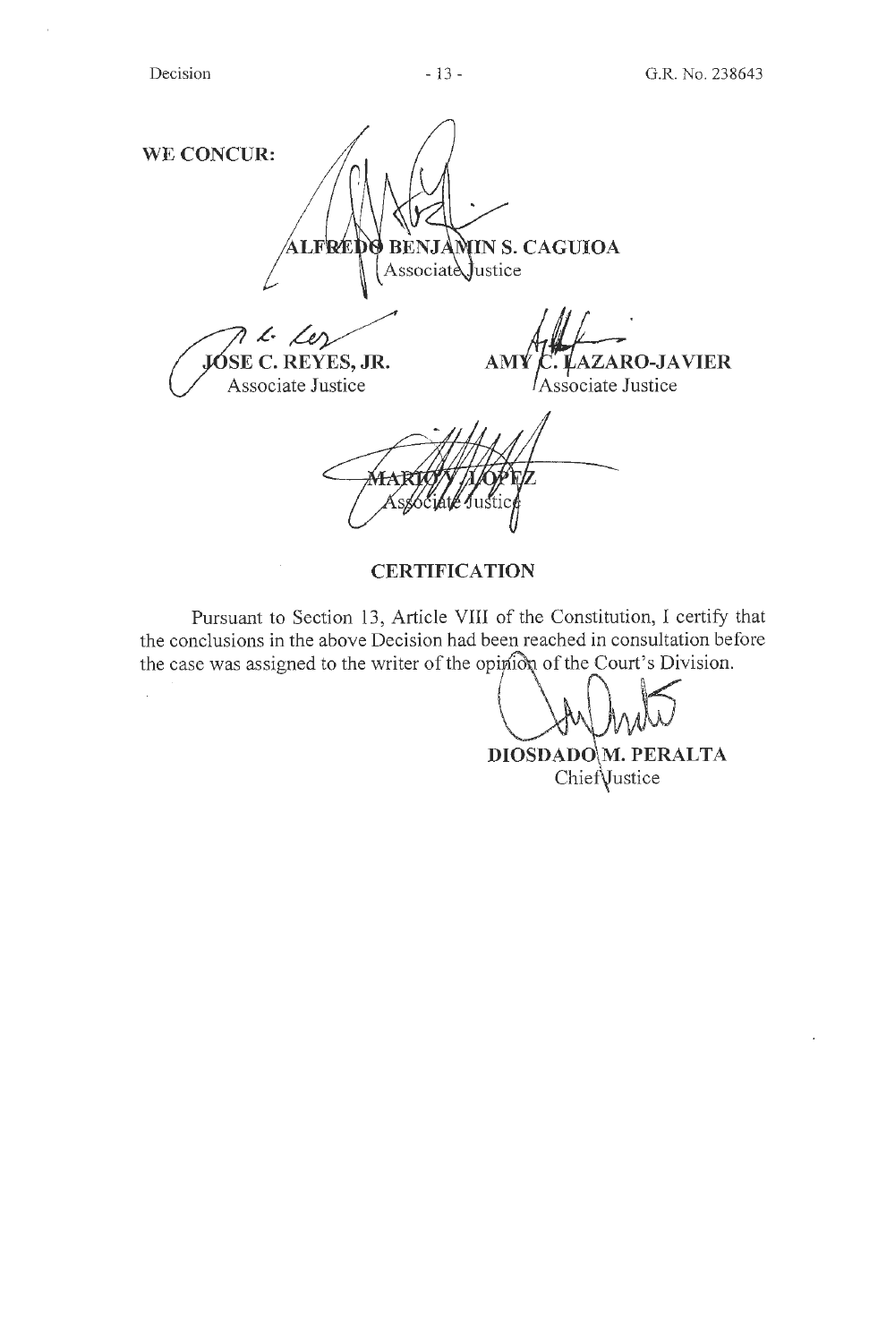**WE CONCUR:**

**ALFREDO BENJAMIN S. CAGUIOA**
Associate Justice

**JOSE C. REYES, JR.**
Associate Justice

**AMY C. LAZARO-JAVIER**
Associate Justice

**MARIO V. LOPEZ**
Associate Justice

## CERTIFICATION

Pursuant to Section 13, Article VIII of the Constitution, I certify that the conclusions in the above Decision had been reached in consultation before the case was assigned to the writer of the opinion of the Court's Division.

**DIOSDADO M. PERALTA**
Chief Justice